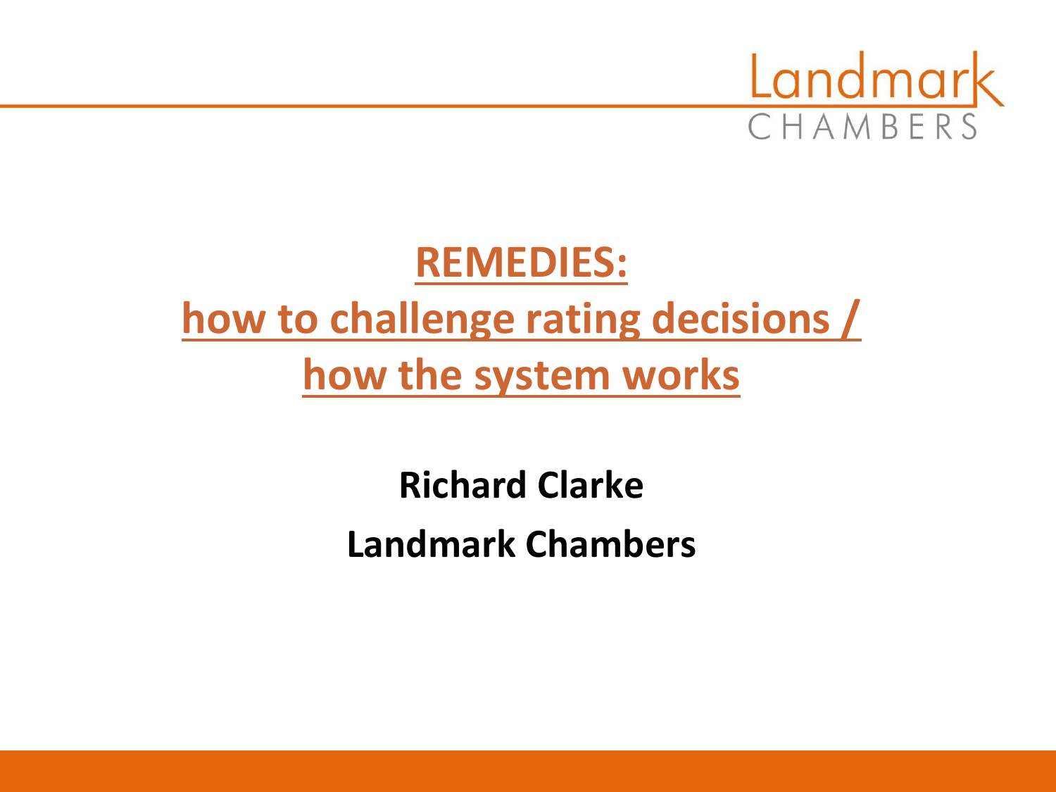Landmark
CHAMBERS

# REMEDIES:
# how to challenge rating decisions / how the system works

**Richard Clarke**

**Landmark Chambers**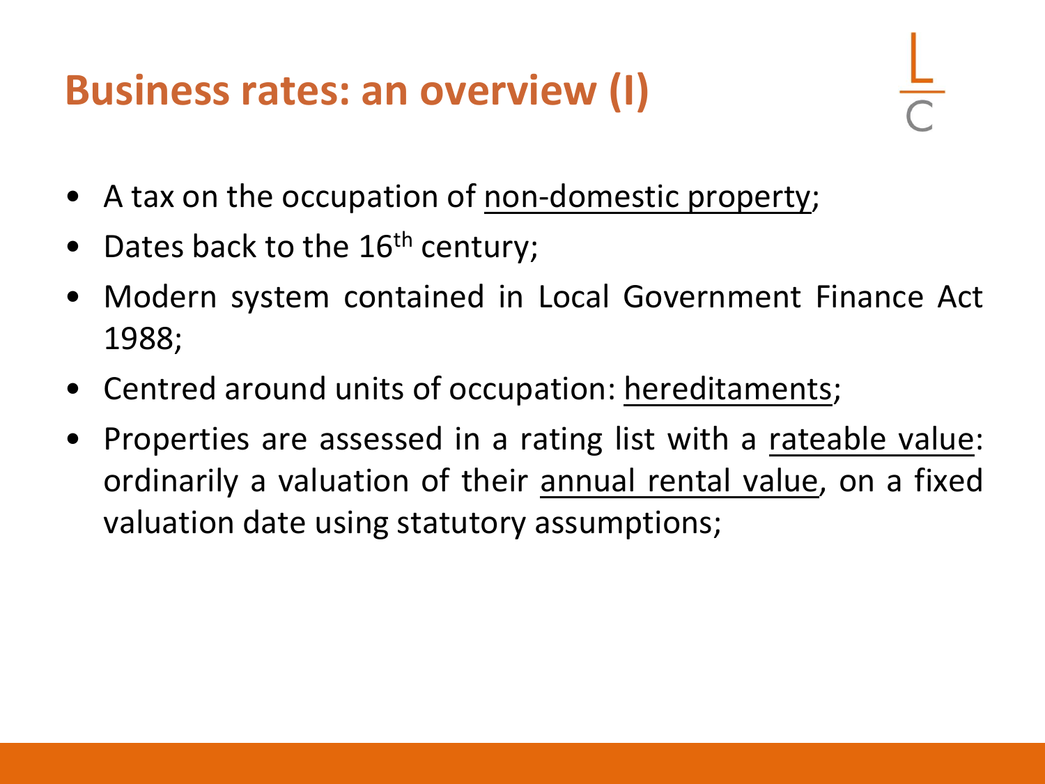# Business rates: an overview (I)

- A tax on the occupation of non-domestic property;
- Dates back to the 16th century;
- Modern system contained in Local Government Finance Act 1988;
- Centred around units of occupation: hereditaments;
- Properties are assessed in a rating list with a rateable value: ordinarily a valuation of their annual rental value, on a fixed valuation date using statutory assumptions;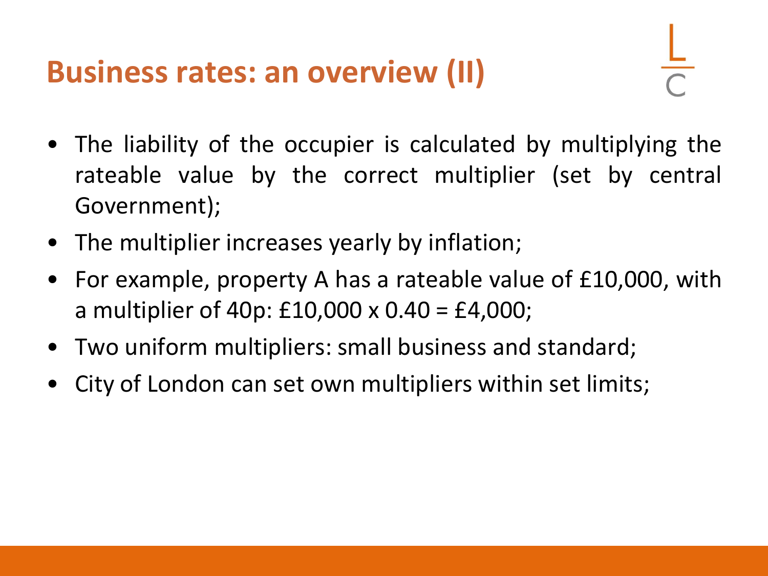# Business rates: an overview (II)

- The liability of the occupier is calculated by multiplying the rateable value by the correct multiplier (set by central Government);
- The multiplier increases yearly by inflation;
- For example, property A has a rateable value of £10,000, with a multiplier of 40p: £10,000 x 0.40 = £4,000;
- Two uniform multipliers: small business and standard;
- City of London can set own multipliers within set limits;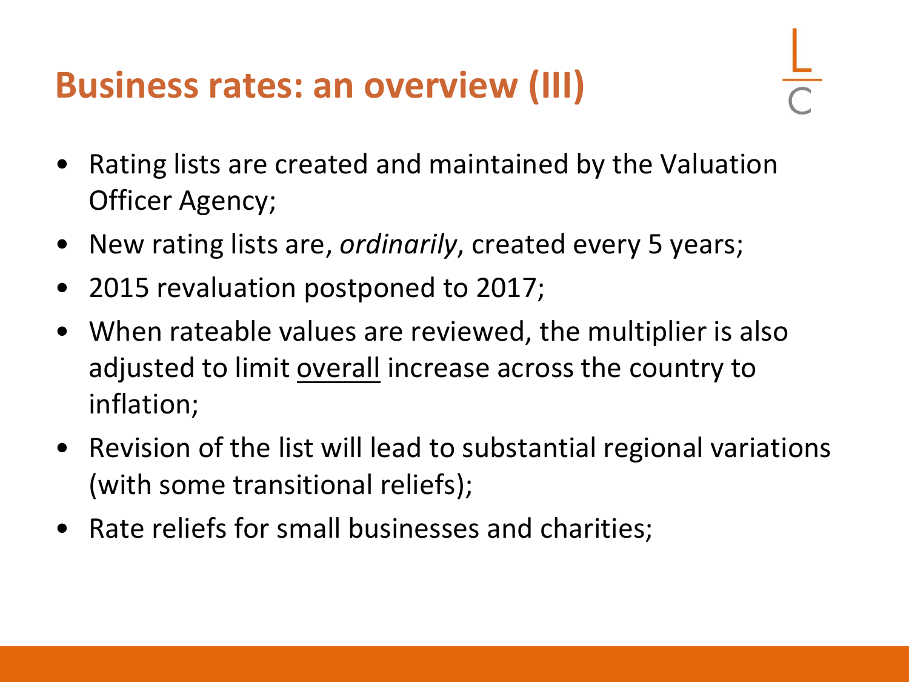# Business rates: an overview (III)

- Rating lists are created and maintained by the Valuation Officer Agency;
- New rating lists are, *ordinarily*, created every 5 years;
- 2015 revaluation postponed to 2017;
- When rateable values are reviewed, the multiplier is also adjusted to limit <u>overall</u> increase across the country to inflation;
- Revision of the list will lead to substantial regional variations (with some transitional reliefs);
- Rate reliefs for small businesses and charities;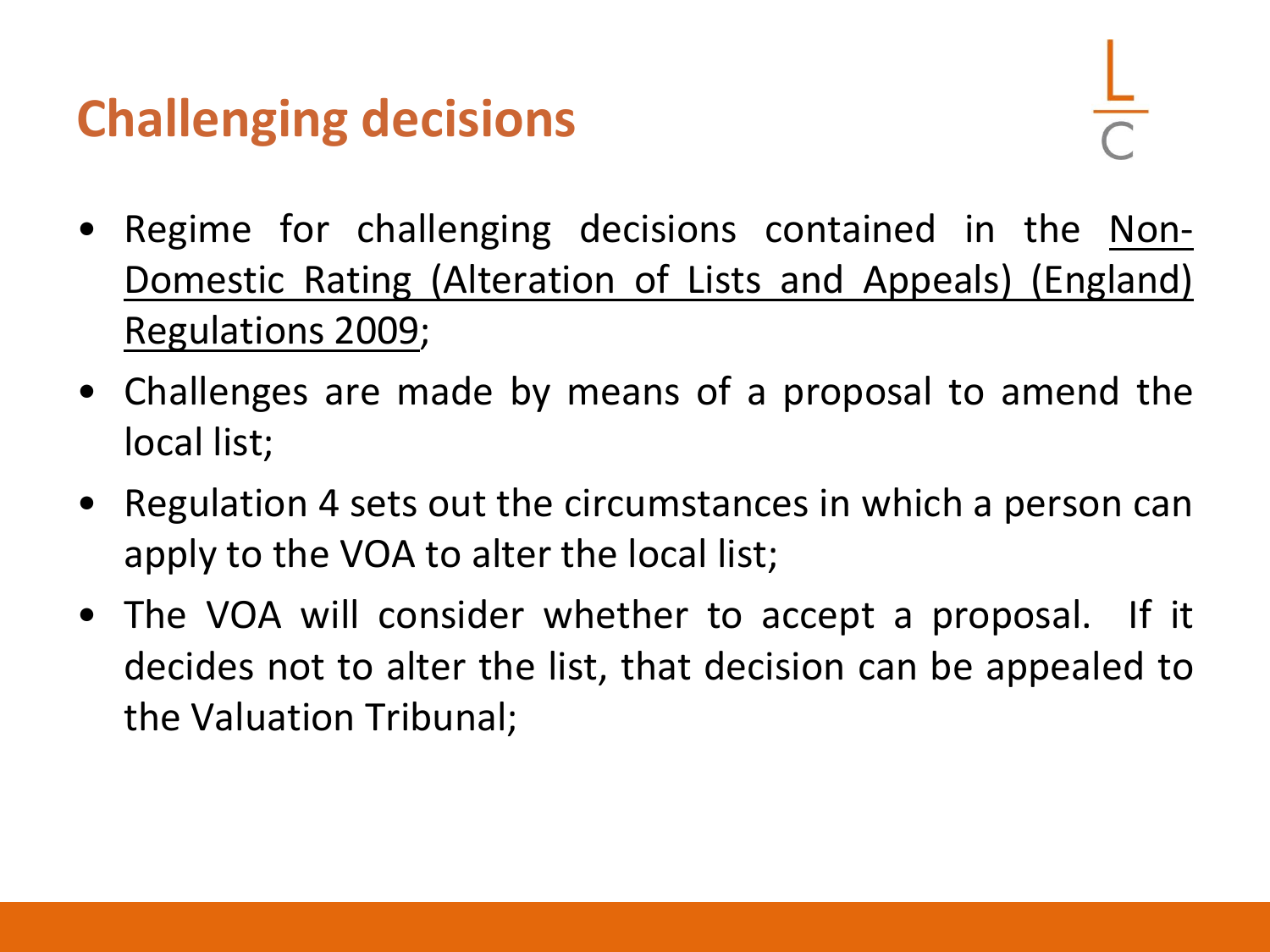# Challenging decisions

- Regime for challenging decisions contained in the Non-Domestic Rating (Alteration of Lists and Appeals) (England) Regulations 2009;
- Challenges are made by means of a proposal to amend the local list;
- Regulation 4 sets out the circumstances in which a person can apply to the VOA to alter the local list;
- The VOA will consider whether to accept a proposal. If it decides not to alter the list, that decision can be appealed to the Valuation Tribunal;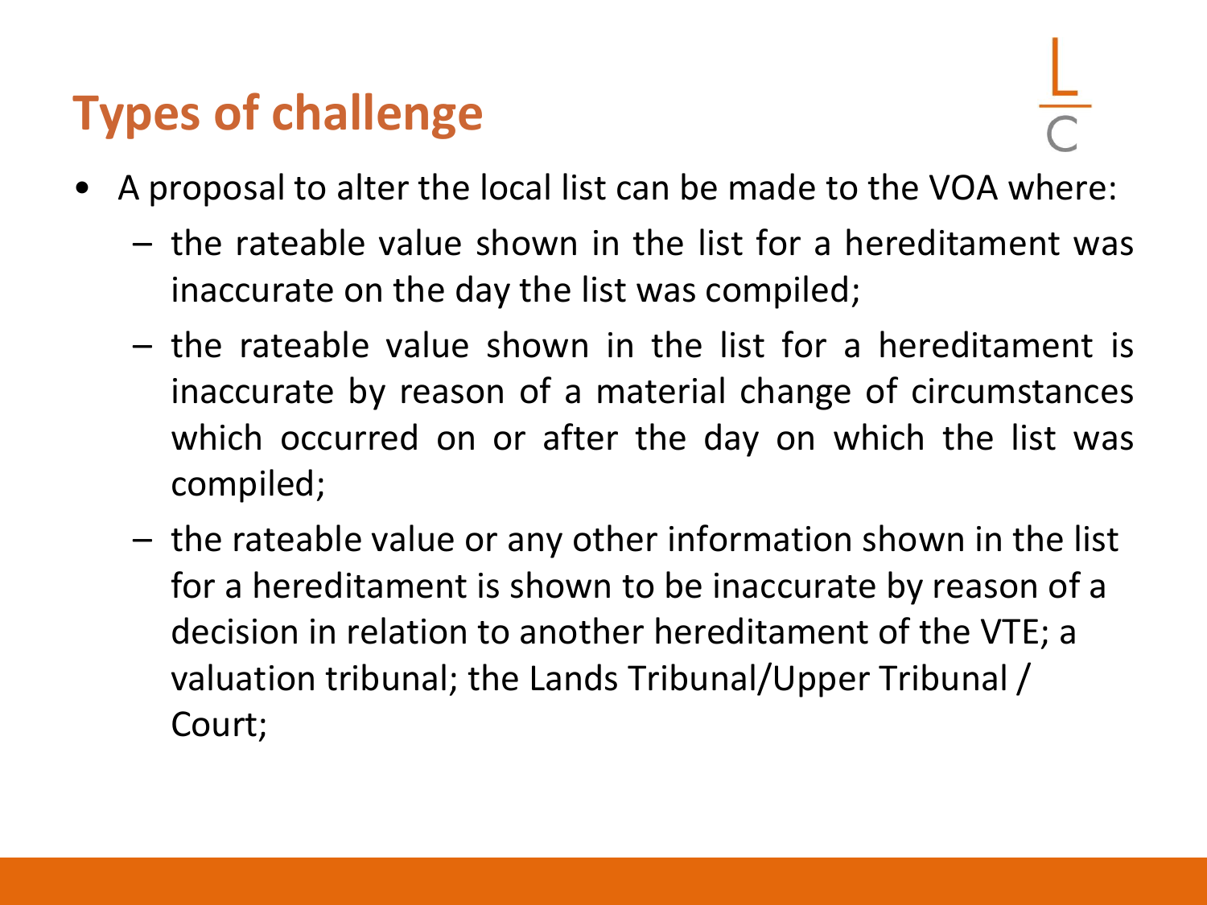# Types of challenge

- A proposal to alter the local list can be made to the VOA where:
  - the rateable value shown in the list for a hereditament was inaccurate on the day the list was compiled;
  - the rateable value shown in the list for a hereditament is inaccurate by reason of a material change of circumstances which occurred on or after the day on which the list was compiled;
  - the rateable value or any other information shown in the list for a hereditament is shown to be inaccurate by reason of a decision in relation to another hereditament of the VTE; a valuation tribunal; the Lands Tribunal/Upper Tribunal / Court;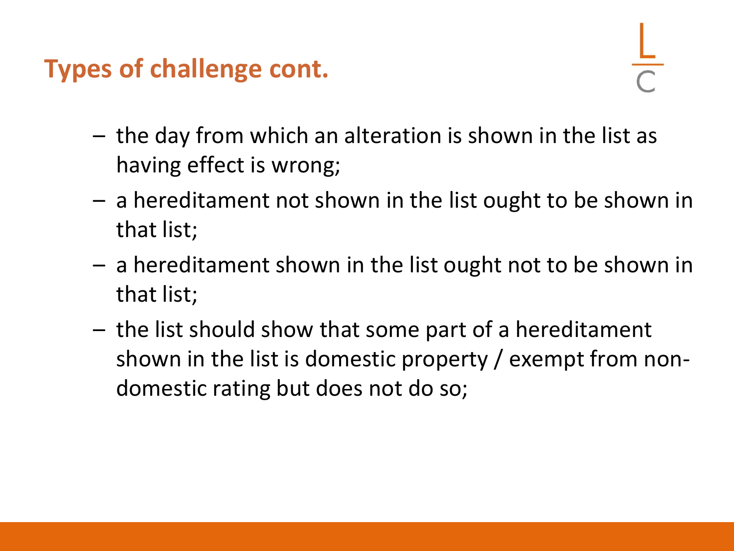## Types of challenge cont.

- the day from which an alteration is shown in the list as having effect is wrong;
- a hereditament not shown in the list ought to be shown in that list;
- a hereditament shown in the list ought not to be shown in that list;
- the list should show that some part of a hereditament shown in the list is domestic property / exempt from non-domestic rating but does not do so;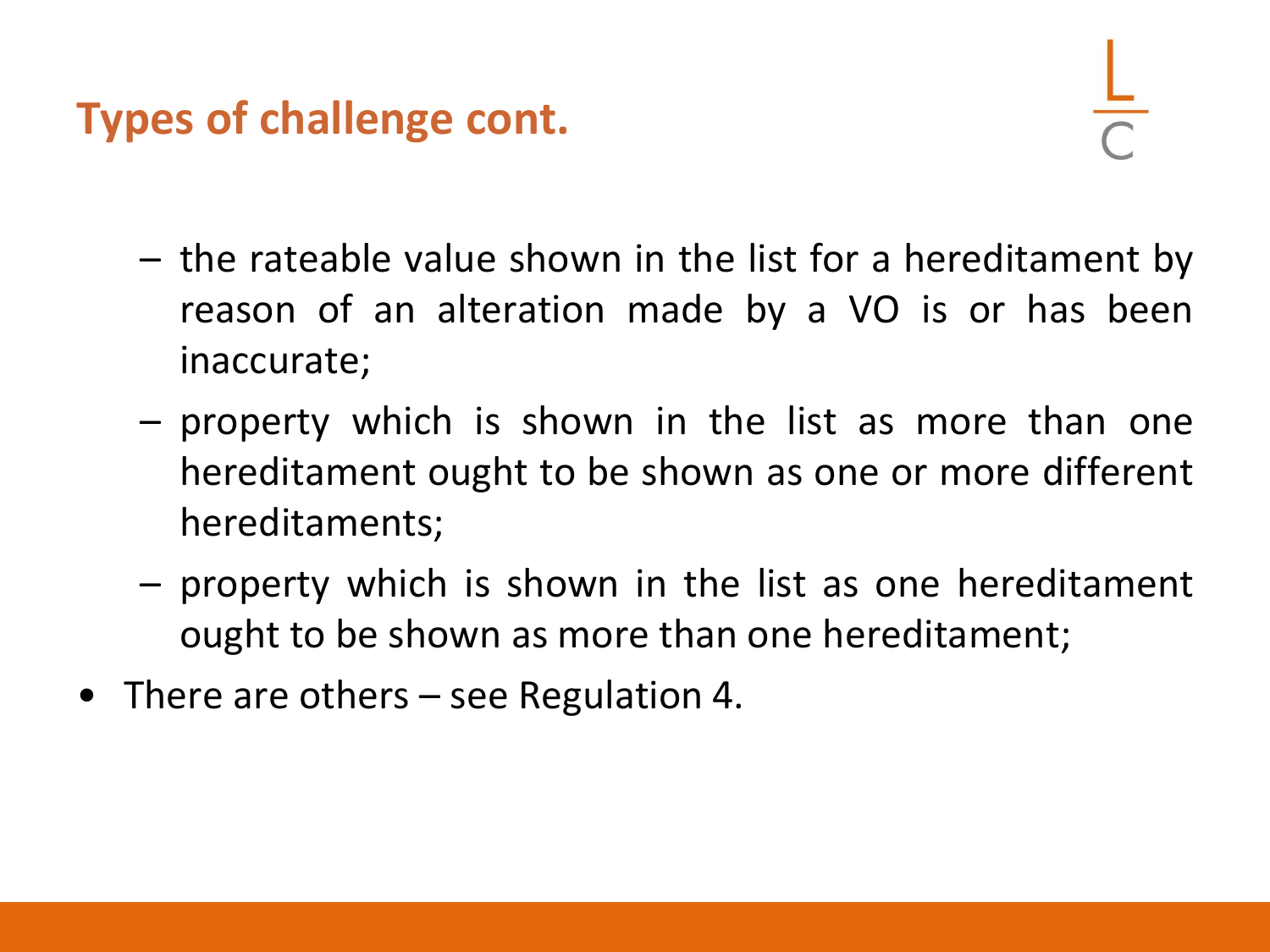## Types of challenge cont.

- – the rateable value shown in the list for a hereditament by reason of an alteration made by a VO is or has been inaccurate;
  - – property which is shown in the list as more than one hereditament ought to be shown as one or more different hereditaments;
  - – property which is shown in the list as one hereditament ought to be shown as more than one hereditament;
- There are others – see Regulation 4.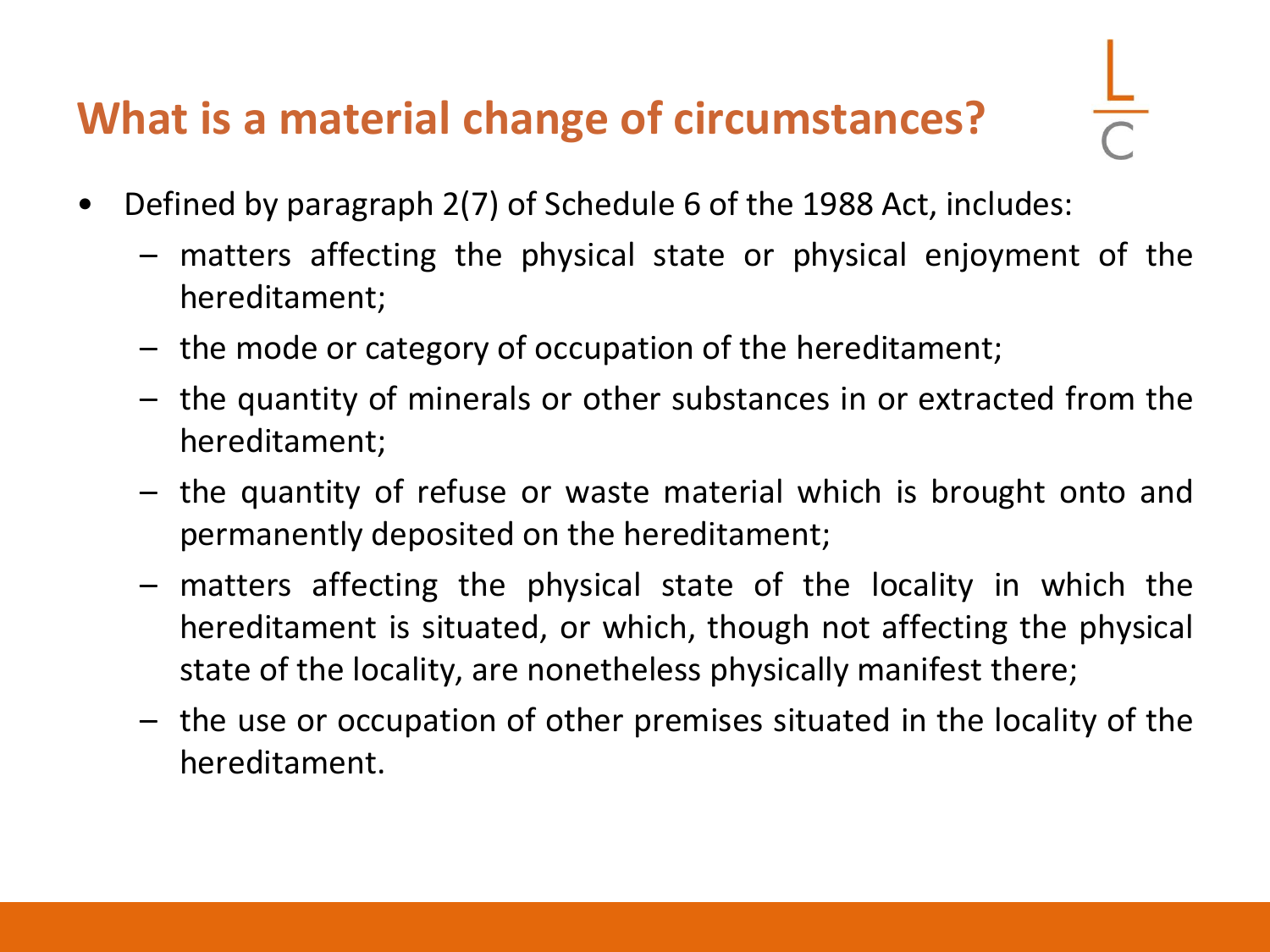## What is a material change of circumstances?

- Defined by paragraph 2(7) of Schedule 6 of the 1988 Act, includes:
  - matters affecting the physical state or physical enjoyment of the hereditament;
  - the mode or category of occupation of the hereditament;
  - the quantity of minerals or other substances in or extracted from the hereditament;
  - the quantity of refuse or waste material which is brought onto and permanently deposited on the hereditament;
  - matters affecting the physical state of the locality in which the hereditament is situated, or which, though not affecting the physical state of the locality, are nonetheless physically manifest there;
  - the use or occupation of other premises situated in the locality of the hereditament.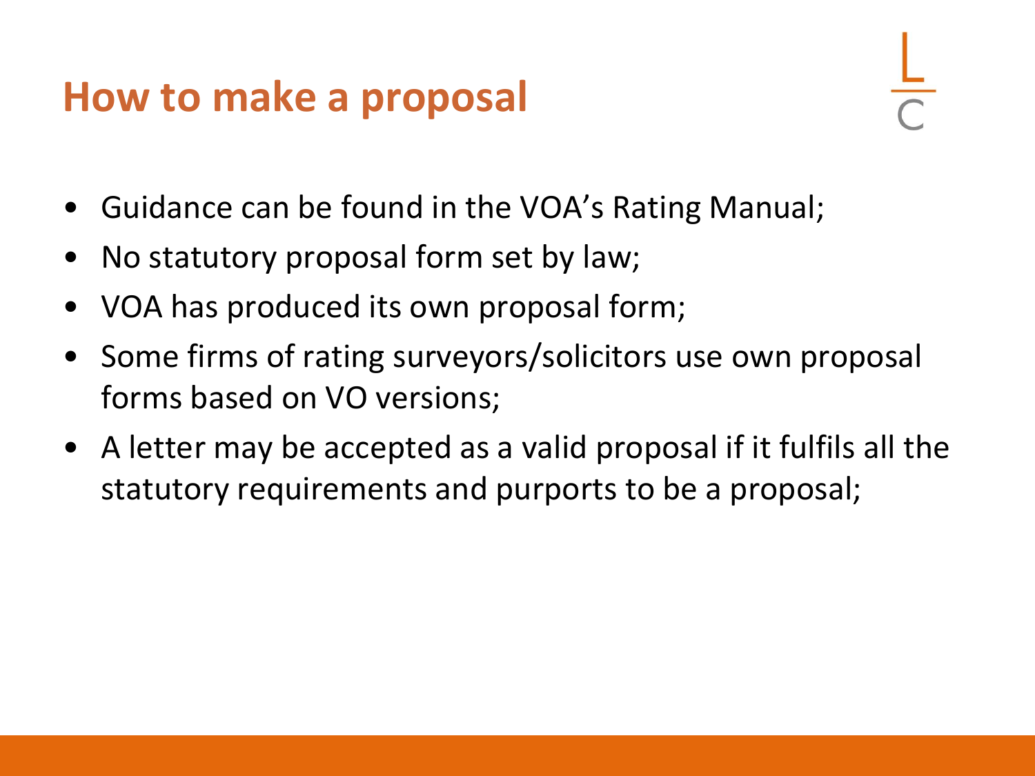# How to make a proposal

- Guidance can be found in the VOA's Rating Manual;
- No statutory proposal form set by law;
- VOA has produced its own proposal form;
- Some firms of rating surveyors/solicitors use own proposal forms based on VO versions;
- A letter may be accepted as a valid proposal if it fulfils all the statutory requirements and purports to be a proposal;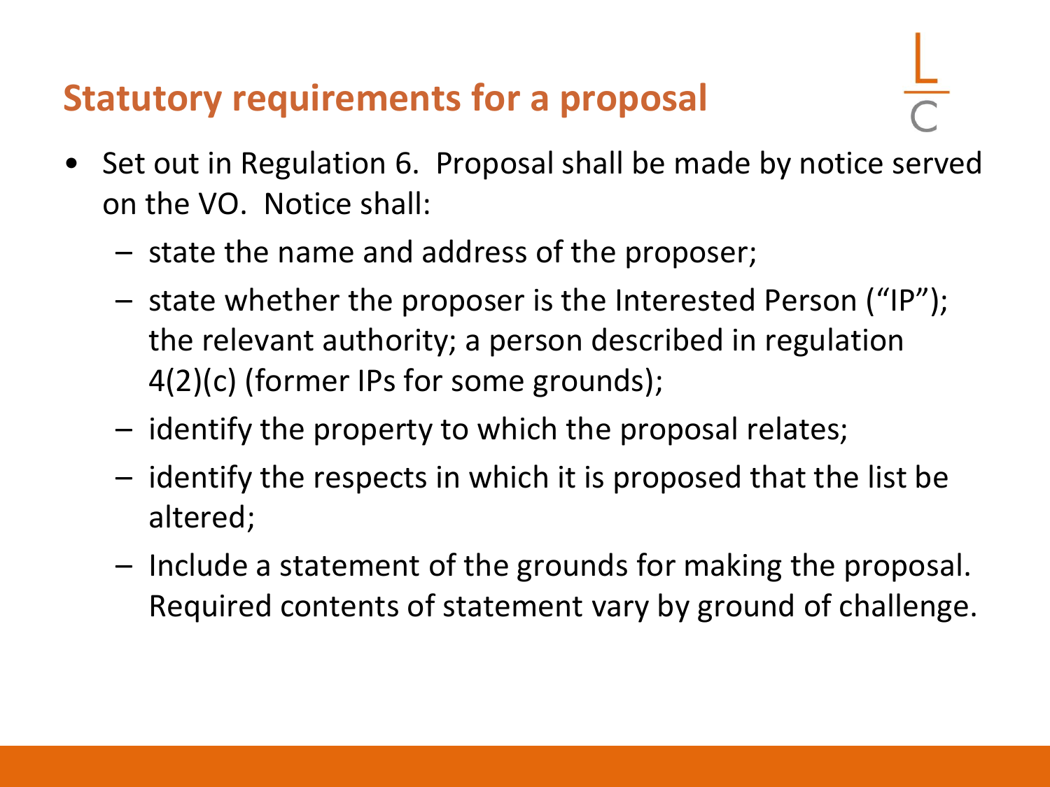# Statutory requirements for a proposal

- Set out in Regulation 6. Proposal shall be made by notice served on the VO. Notice shall:
  - state the name and address of the proposer;
  - state whether the proposer is the Interested Person ("IP"); the relevant authority; a person described in regulation 4(2)(c) (former IPs for some grounds);
  - identify the property to which the proposal relates;
  - identify the respects in which it is proposed that the list be altered;
  - Include a statement of the grounds for making the proposal. Required contents of statement vary by ground of challenge.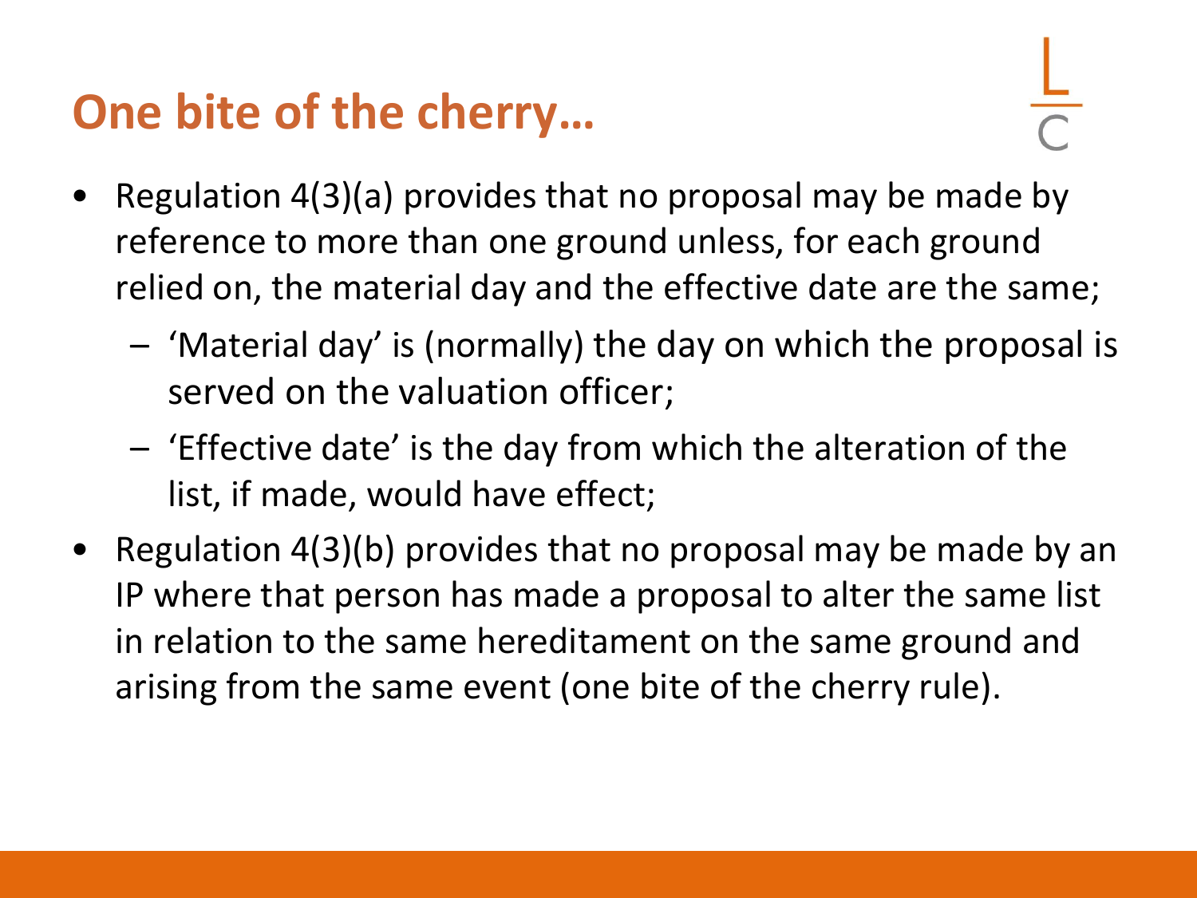# One bite of the cherry…

- Regulation 4(3)(a) provides that no proposal may be made by reference to more than one ground unless, for each ground relied on, the material day and the effective date are the same;
  - ‘Material day’ is (normally) the day on which the proposal is served on the valuation officer;
  - ‘Effective date’ is the day from which the alteration of the list, if made, would have effect;
- Regulation 4(3)(b) provides that no proposal may be made by an IP where that person has made a proposal to alter the same list in relation to the same hereditament on the same ground and arising from the same event (one bite of the cherry rule).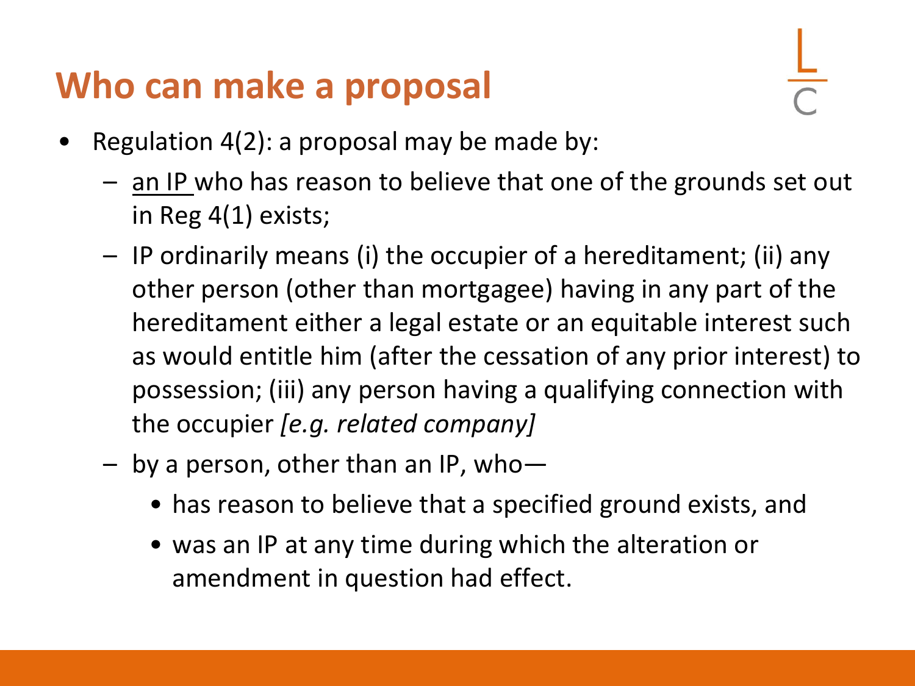# Who can make a proposal

- Regulation 4(2): a proposal may be made by:
  - an IP who has reason to believe that one of the grounds set out in Reg 4(1) exists;
  - IP ordinarily means (i) the occupier of a hereditament; (ii) any other person (other than mortgagee) having in any part of the hereditament either a legal estate or an equitable interest such as would entitle him (after the cessation of any prior interest) to possession; (iii) any person having a qualifying connection with the occupier *[e.g. related company]*
  - by a person, other than an IP, who—
    - has reason to believe that a specified ground exists, and
    - was an IP at any time during which the alteration or amendment in question had effect.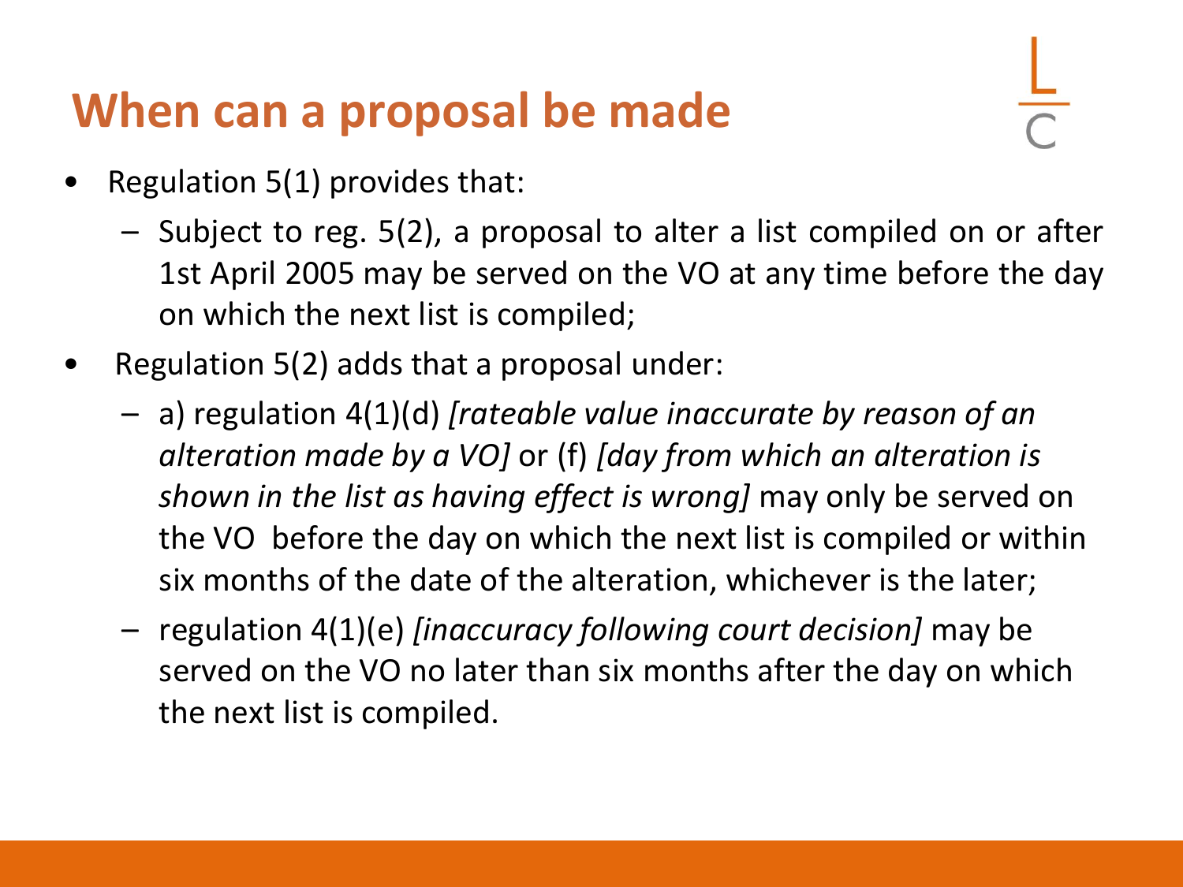# When can a proposal be made

- Regulation 5(1) provides that:
  - Subject to reg. 5(2), a proposal to alter a list compiled on or after 1st April 2005 may be served on the VO at any time before the day on which the next list is compiled;
- Regulation 5(2) adds that a proposal under:
  - a) regulation 4(1)(d) *[rateable value inaccurate by reason of an alteration made by a VO]* or (f) *[day from which an alteration is shown in the list as having effect is wrong]* may only be served on the VO before the day on which the next list is compiled or within six months of the date of the alteration, whichever is the later;
  - regulation 4(1)(e) *[inaccuracy following court decision]* may be served on the VO no later than six months after the day on which the next list is compiled.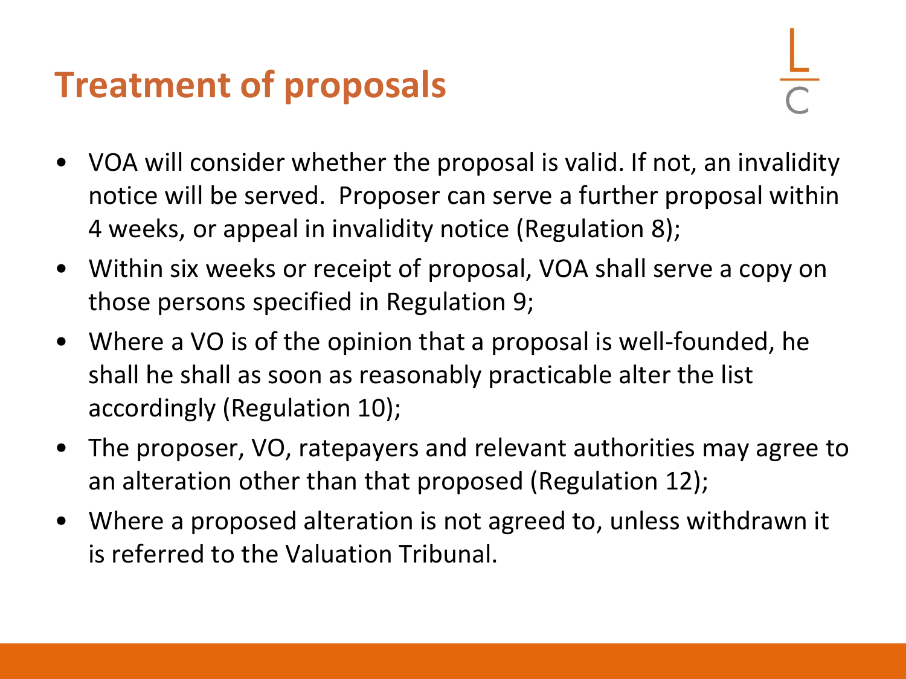# Treatment of proposals

- VOA will consider whether the proposal is valid. If not, an invalidity notice will be served. Proposer can serve a further proposal within 4 weeks, or appeal in invalidity notice (Regulation 8);
- Within six weeks or receipt of proposal, VOA shall serve a copy on those persons specified in Regulation 9;
- Where a VO is of the opinion that a proposal is well-founded, he shall he shall as soon as reasonably practicable alter the list accordingly (Regulation 10);
- The proposer, VO, ratepayers and relevant authorities may agree to an alteration other than that proposed (Regulation 12);
- Where a proposed alteration is not agreed to, unless withdrawn it is referred to the Valuation Tribunal.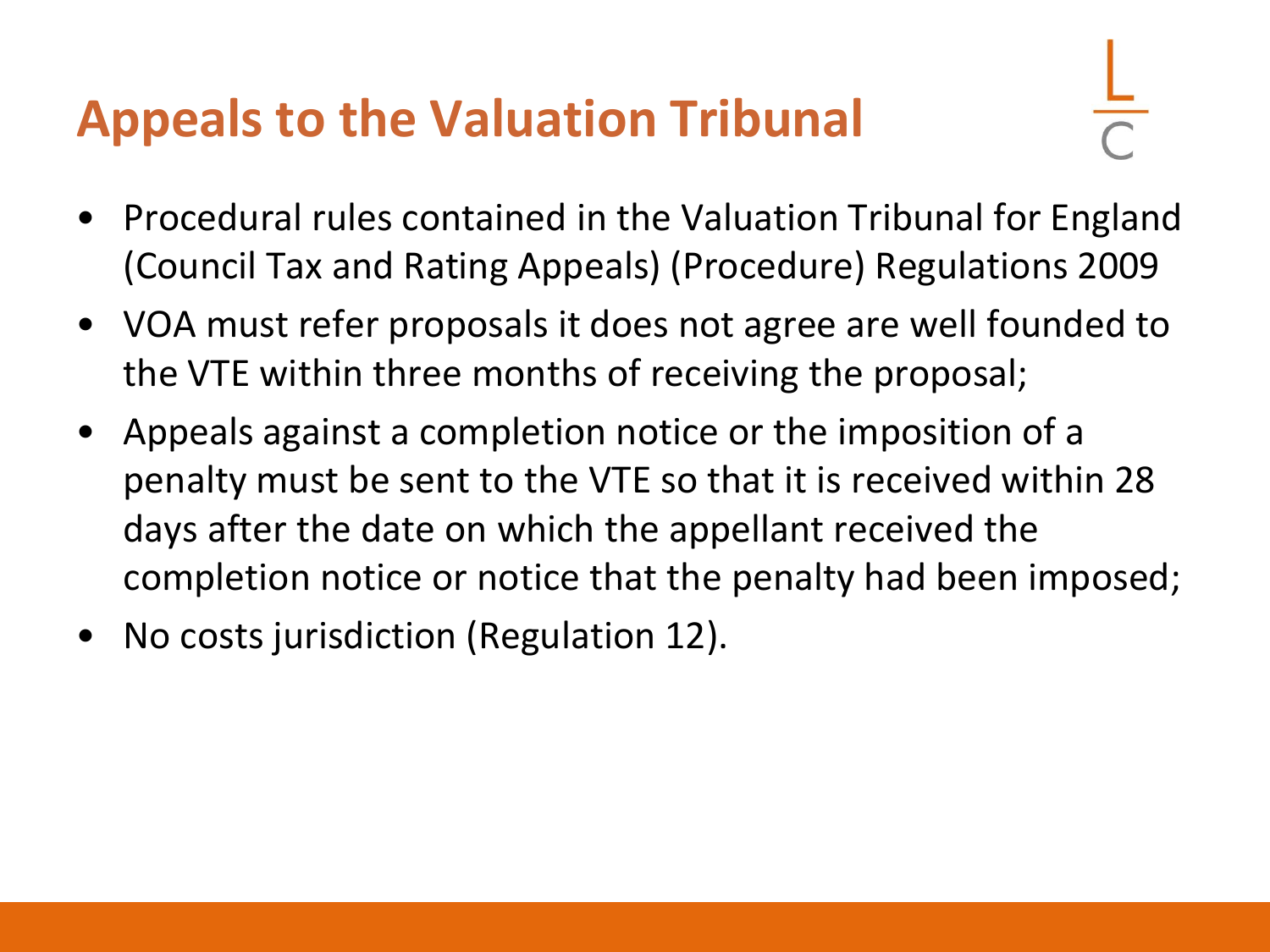# Appeals to the Valuation Tribunal

- Procedural rules contained in the Valuation Tribunal for England (Council Tax and Rating Appeals) (Procedure) Regulations 2009
- VOA must refer proposals it does not agree are well founded to the VTE within three months of receiving the proposal;
- Appeals against a completion notice or the imposition of a penalty must be sent to the VTE so that it is received within 28 days after the date on which the appellant received the completion notice or notice that the penalty had been imposed;
- No costs jurisdiction (Regulation 12).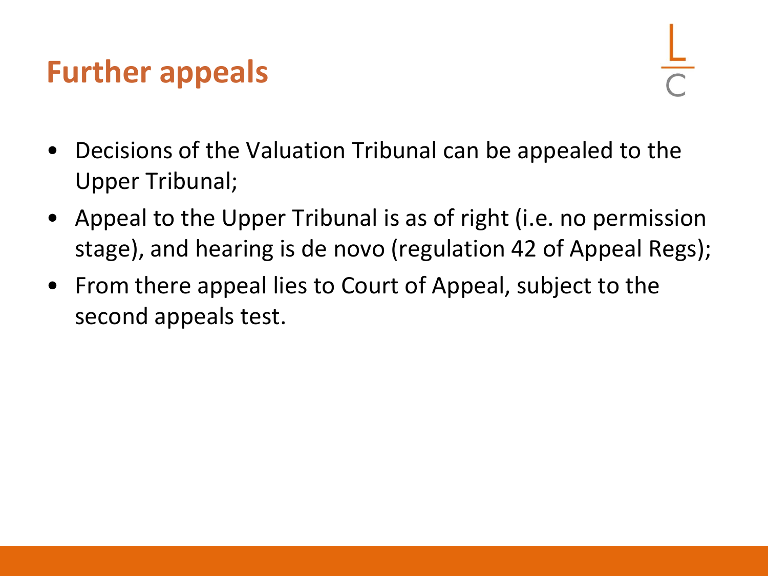# Further appeals

- Decisions of the Valuation Tribunal can be appealed to the Upper Tribunal;
- Appeal to the Upper Tribunal is as of right (i.e. no permission stage), and hearing is de novo (regulation 42 of Appeal Regs);
- From there appeal lies to Court of Appeal, subject to the second appeals test.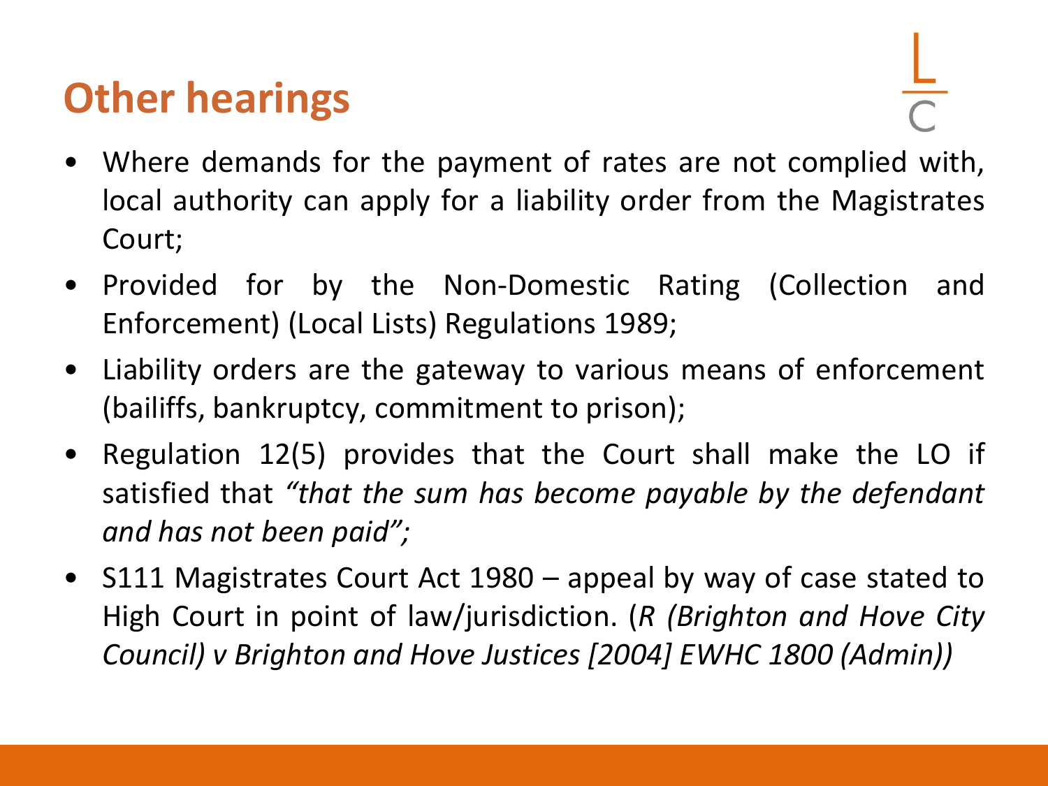# Other hearings

- Where demands for the payment of rates are not complied with, local authority can apply for a liability order from the Magistrates Court;
- Provided for by the Non-Domestic Rating (Collection and Enforcement) (Local Lists) Regulations 1989;
- Liability orders are the gateway to various means of enforcement (bailiffs, bankruptcy, commitment to prison);
- Regulation 12(5) provides that the Court shall make the LO if satisfied that *"that the sum has become payable by the defendant and has not been paid";*
- S111 Magistrates Court Act 1980 – appeal by way of case stated to High Court in point of law/jurisdiction. (*R (Brighton and Hove City Council) v Brighton and Hove Justices [2004] EWHC 1800 (Admin))*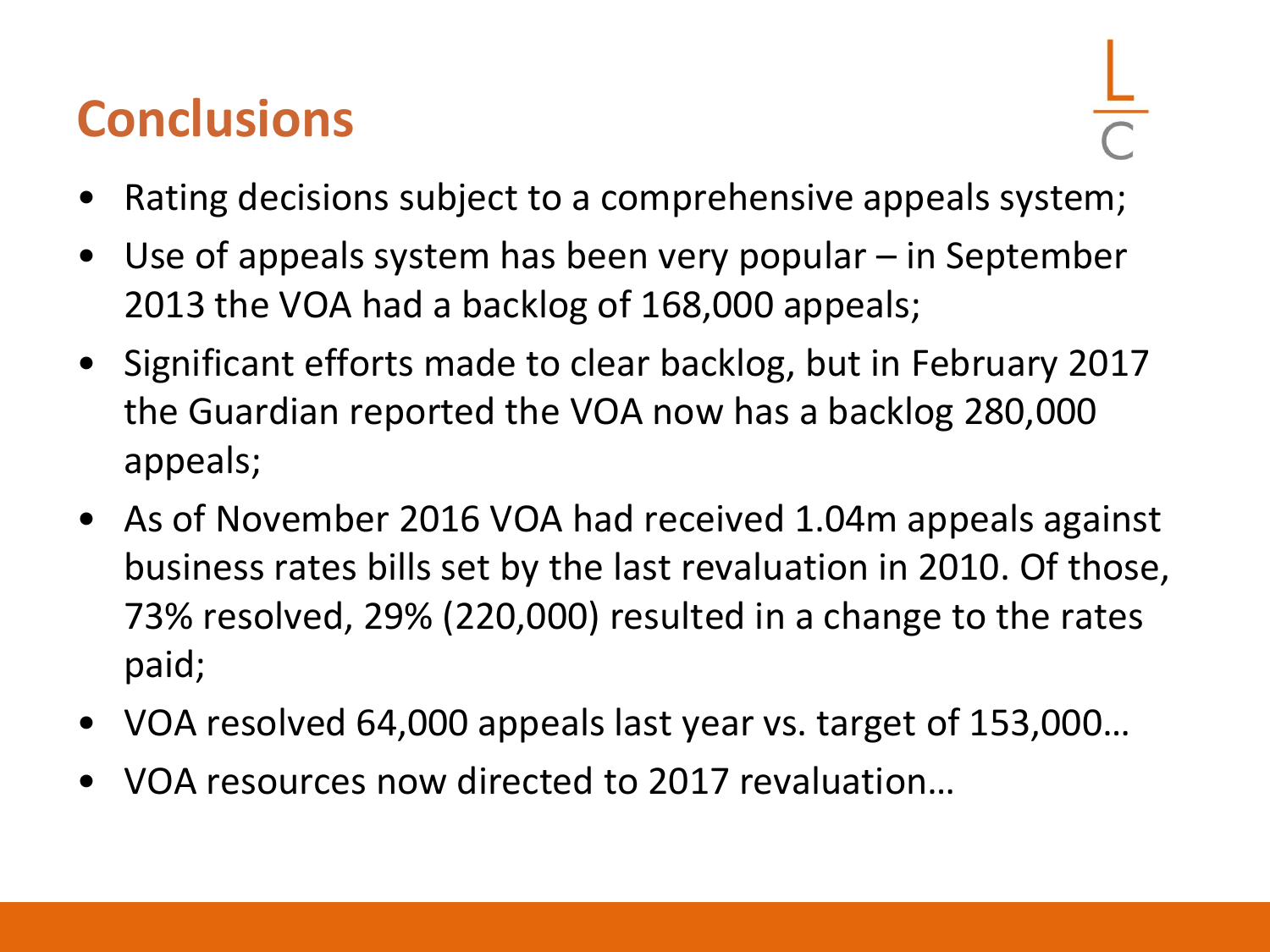# Conclusions

- Rating decisions subject to a comprehensive appeals system;
- Use of appeals system has been very popular – in September 2013 the VOA had a backlog of 168,000 appeals;
- Significant efforts made to clear backlog, but in February 2017 the Guardian reported the VOA now has a backlog 280,000 appeals;
- As of November 2016 VOA had received 1.04m appeals against business rates bills set by the last revaluation in 2010. Of those, 73% resolved, 29% (220,000) resulted in a change to the rates paid;
- VOA resolved 64,000 appeals last year vs. target of 153,000…
- VOA resources now directed to 2017 revaluation…